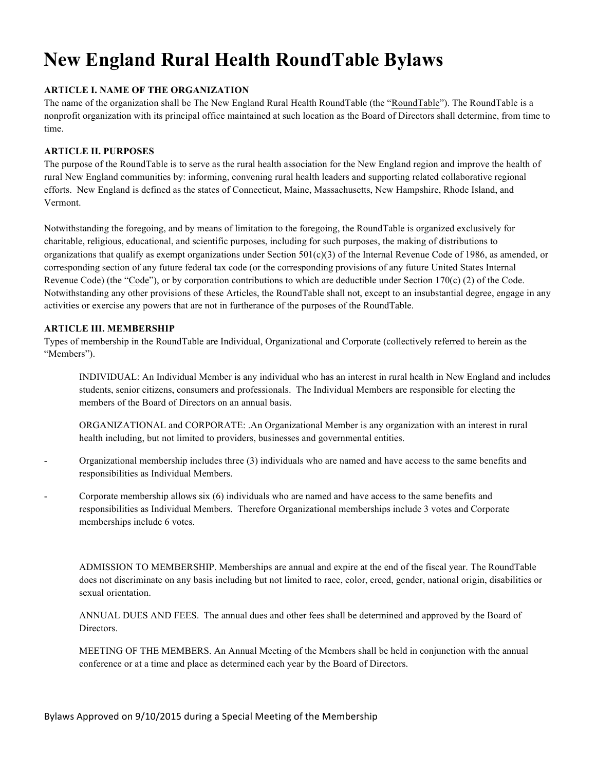# New England Rural Health RoundTable Bylaws

**ARTICLE I. NAME OF THE ORGANIZATION**

The name of the organization shall be The New England Rural Health RoundTable (the "RoundTable"). The RoundTable is a nonprofit organization with its principal office maintained at such location as the Board of Directors shall determine, from time to time.

**ARTICLE II. PURPOSES**

The purpose of the RoundTable is to serve as the rural health association for the New England region and improve the health of rural New England communities by: informing, convening rural health leaders and supporting related collaborative regional efforts. New England is defined as the states of Connecticut, Maine, Massachusetts, New Hampshire, Rhode Island, and Vermont.

Notwithstanding the foregoing, and by means of limitation to the foregoing, the RoundTable is organized exclusively for charitable, religious, educational, and scientific purposes, including for such purposes, the making of distributions to organizations that qualify as exempt organizations under Section 501(c)(3) of the Internal Revenue Code of 1986, as amended, or corresponding section of any future federal tax code (or the corresponding provisions of any future United States Internal Revenue Code) (the "Code"), or by corporation contributions to which are deductible under Section 170(c) (2) of the Code. Notwithstanding any other provisions of these Articles, the RoundTable shall not, except to an insubstantial degree, engage in any activities or exercise any powers that are not in furtherance of the purposes of the RoundTable.

**ARTICLE III. MEMBERSHIP**

Types of membership in the RoundTable are Individual, Organizational and Corporate (collectively referred to herein as the "Members").

INDIVIDUAL: An Individual Member is any individual who has an interest in rural health in New England and includes students, senior citizens, consumers and professionals. The Individual Members are responsible for electing the members of the Board of Directors on an annual basis.

ORGANIZATIONAL and CORPORATE: .An Organizational Member is any organization with an interest in rural health including, but not limited to providers, businesses and governmental entities.

- Organizational membership includes three (3) individuals who are named and have access to the same benefits and responsibilities as Individual Members.
- Corporate membership allows six (6) individuals who are named and have access to the same benefits and responsibilities as Individual Members. Therefore Organizational memberships include 3 votes and Corporate memberships include 6 votes.

ADMISSION TO MEMBERSHIP. Memberships are annual and expire at the end of the fiscal year. The RoundTable does not discriminate on any basis including but not limited to race, color, creed, gender, national origin, disabilities or sexual orientation.

ANNUAL DUES AND FEES. The annual dues and other fees shall be determined and approved by the Board of Directors.

MEETING OF THE MEMBERS. An Annual Meeting of the Members shall be held in conjunction with the annual conference or at a time and place as determined each year by the Board of Directors.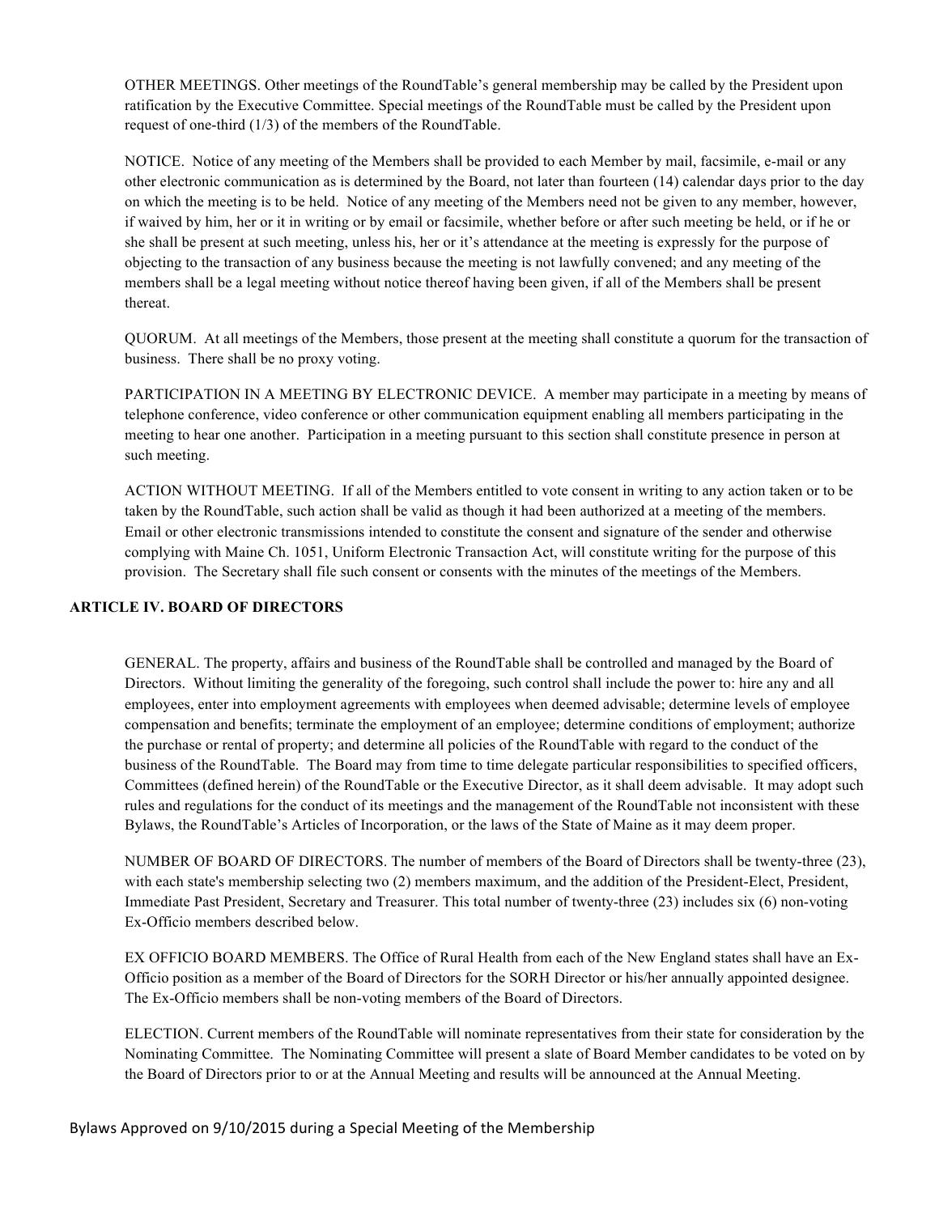OTHER MEETINGS. Other meetings of the RoundTable's general membership may be called by the President upon ratification by the Executive Committee. Special meetings of the RoundTable must be called by the President upon request of one-third (1/3) of the members of the RoundTable.

NOTICE. Notice of any meeting of the Members shall be provided to each Member by mail, facsimile, e-mail or any other electronic communication as is determined by the Board, not later than fourteen (14) calendar days prior to the day on which the meeting is to be held. Notice of any meeting of the Members need not be given to any member, however, if waived by him, her or it in writing or by email or facsimile, whether before or after such meeting be held, or if he or she shall be present at such meeting, unless his, her or it's attendance at the meeting is expressly for the purpose of objecting to the transaction of any business because the meeting is not lawfully convened; and any meeting of the members shall be a legal meeting without notice thereof having been given, if all of the Members shall be present thereat.

QUORUM. At all meetings of the Members, those present at the meeting shall constitute a quorum for the transaction of business. There shall be no proxy voting.

PARTICIPATION IN A MEETING BY ELECTRONIC DEVICE. A member may participate in a meeting by means of telephone conference, video conference or other communication equipment enabling all members participating in the meeting to hear one another. Participation in a meeting pursuant to this section shall constitute presence in person at such meeting.

ACTION WITHOUT MEETING. If all of the Members entitled to vote consent in writing to any action taken or to be taken by the RoundTable, such action shall be valid as though it had been authorized at a meeting of the members. Email or other electronic transmissions intended to constitute the consent and signature of the sender and otherwise complying with Maine Ch. 1051, Uniform Electronic Transaction Act, will constitute writing for the purpose of this provision. The Secretary shall file such consent or consents with the minutes of the meetings of the Members.

## ARTICLE IV. BOARD OF DIRECTORS

GENERAL. The property, affairs and business of the RoundTable shall be controlled and managed by the Board of Directors. Without limiting the generality of the foregoing, such control shall include the power to: hire any and all employees, enter into employment agreements with employees when deemed advisable; determine levels of employee compensation and benefits; terminate the employment of an employee; determine conditions of employment; authorize the purchase or rental of property; and determine all policies of the RoundTable with regard to the conduct of the business of the RoundTable. The Board may from time to time delegate particular responsibilities to specified officers, Committees (defined herein) of the RoundTable or the Executive Director, as it shall deem advisable. It may adopt such rules and regulations for the conduct of its meetings and the management of the RoundTable not inconsistent with these Bylaws, the RoundTable's Articles of Incorporation, or the laws of the State of Maine as it may deem proper.

NUMBER OF BOARD OF DIRECTORS. The number of members of the Board of Directors shall be twenty-three (23), with each state's membership selecting two (2) members maximum, and the addition of the President-Elect, President, Immediate Past President, Secretary and Treasurer. This total number of twenty-three (23) includes six (6) non-voting Ex-Officio members described below.

EX OFFICIO BOARD MEMBERS. The Office of Rural Health from each of the New England states shall have an Ex-Officio position as a member of the Board of Directors for the SORH Director or his/her annually appointed designee. The Ex-Officio members shall be non-voting members of the Board of Directors.

ELECTION. Current members of the RoundTable will nominate representatives from their state for consideration by the Nominating Committee. The Nominating Committee will present a slate of Board Member candidates to be voted on by the Board of Directors prior to or at the Annual Meeting and results will be announced at the Annual Meeting.

Bylaws Approved on 9/10/2015 during a Special Meeting of the Membership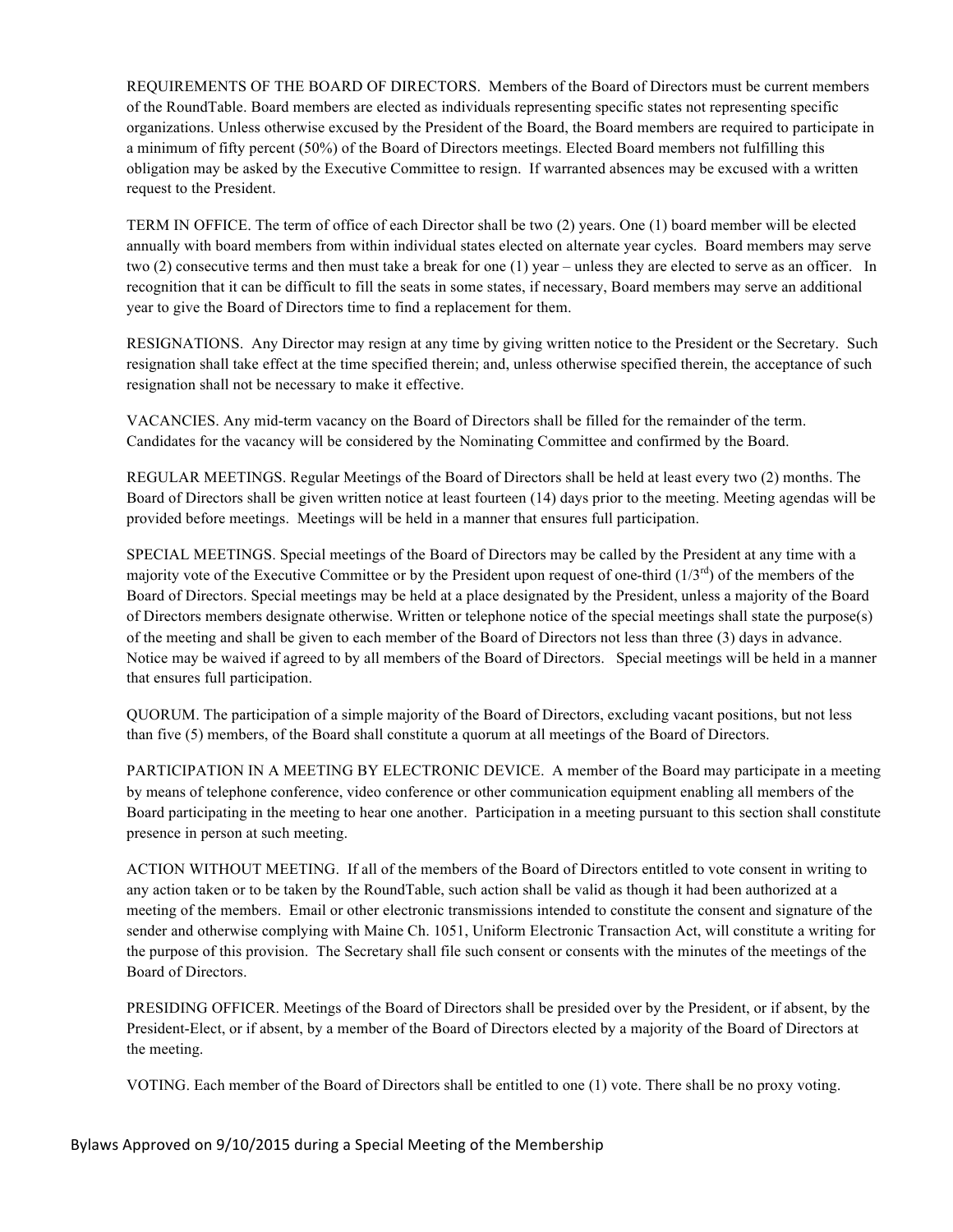REQUIREMENTS OF THE BOARD OF DIRECTORS. Members of the Board of Directors must be current members of the RoundTable. Board members are elected as individuals representing specific states not representing specific organizations. Unless otherwise excused by the President of the Board, the Board members are required to participate in a minimum of fifty percent (50%) of the Board of Directors meetings. Elected Board members not fulfilling this obligation may be asked by the Executive Committee to resign. If warranted absences may be excused with a written request to the President.

TERM IN OFFICE. The term of office of each Director shall be two (2) years. One (1) board member will be elected annually with board members from within individual states elected on alternate year cycles. Board members may serve two (2) consecutive terms and then must take a break for one (1) year – unless they are elected to serve as an officer. In recognition that it can be difficult to fill the seats in some states, if necessary, Board members may serve an additional year to give the Board of Directors time to find a replacement for them.

RESIGNATIONS. Any Director may resign at any time by giving written notice to the President or the Secretary. Such resignation shall take effect at the time specified therein; and, unless otherwise specified therein, the acceptance of such resignation shall not be necessary to make it effective.

VACANCIES. Any mid-term vacancy on the Board of Directors shall be filled for the remainder of the term. Candidates for the vacancy will be considered by the Nominating Committee and confirmed by the Board.

REGULAR MEETINGS. Regular Meetings of the Board of Directors shall be held at least every two (2) months. The Board of Directors shall be given written notice at least fourteen (14) days prior to the meeting. Meeting agendas will be provided before meetings. Meetings will be held in a manner that ensures full participation.

SPECIAL MEETINGS. Special meetings of the Board of Directors may be called by the President at any time with a majority vote of the Executive Committee or by the President upon request of one-third (1/3rd) of the members of the Board of Directors. Special meetings may be held at a place designated by the President, unless a majority of the Board of Directors members designate otherwise. Written or telephone notice of the special meetings shall state the purpose(s) of the meeting and shall be given to each member of the Board of Directors not less than three (3) days in advance. Notice may be waived if agreed to by all members of the Board of Directors. Special meetings will be held in a manner that ensures full participation.

QUORUM. The participation of a simple majority of the Board of Directors, excluding vacant positions, but not less than five (5) members, of the Board shall constitute a quorum at all meetings of the Board of Directors.

PARTICIPATION IN A MEETING BY ELECTRONIC DEVICE. A member of the Board may participate in a meeting by means of telephone conference, video conference or other communication equipment enabling all members of the Board participating in the meeting to hear one another. Participation in a meeting pursuant to this section shall constitute presence in person at such meeting.

ACTION WITHOUT MEETING. If all of the members of the Board of Directors entitled to vote consent in writing to any action taken or to be taken by the RoundTable, such action shall be valid as though it had been authorized at a meeting of the members. Email or other electronic transmissions intended to constitute the consent and signature of the sender and otherwise complying with Maine Ch. 1051, Uniform Electronic Transaction Act, will constitute a writing for the purpose of this provision. The Secretary shall file such consent or consents with the minutes of the meetings of the Board of Directors.

PRESIDING OFFICER. Meetings of the Board of Directors shall be presided over by the President, or if absent, by the President-Elect, or if absent, by a member of the Board of Directors elected by a majority of the Board of Directors at the meeting.

VOTING. Each member of the Board of Directors shall be entitled to one (1) vote. There shall be no proxy voting.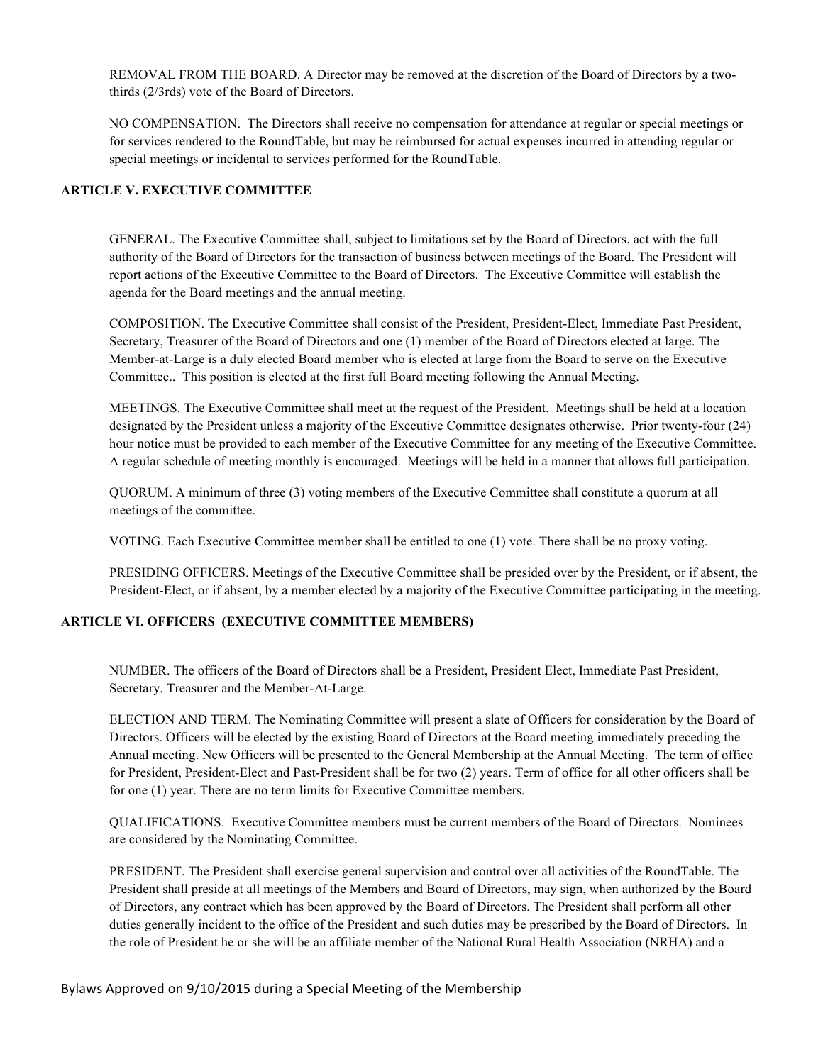REMOVAL FROM THE BOARD. A Director may be removed at the discretion of the Board of Directors by a two-thirds (2/3rds) vote of the Board of Directors.

NO COMPENSATION. The Directors shall receive no compensation for attendance at regular or special meetings or for services rendered to the RoundTable, but may be reimbursed for actual expenses incurred in attending regular or special meetings or incidental to services performed for the RoundTable.

**ARTICLE V. EXECUTIVE COMMITTEE**

GENERAL. The Executive Committee shall, subject to limitations set by the Board of Directors, act with the full authority of the Board of Directors for the transaction of business between meetings of the Board. The President will report actions of the Executive Committee to the Board of Directors. The Executive Committee will establish the agenda for the Board meetings and the annual meeting.

COMPOSITION. The Executive Committee shall consist of the President, President-Elect, Immediate Past President, Secretary, Treasurer of the Board of Directors and one (1) member of the Board of Directors elected at large. The Member-at-Large is a duly elected Board member who is elected at large from the Board to serve on the Executive Committee.. This position is elected at the first full Board meeting following the Annual Meeting.

MEETINGS. The Executive Committee shall meet at the request of the President. Meetings shall be held at a location designated by the President unless a majority of the Executive Committee designates otherwise. Prior twenty-four (24) hour notice must be provided to each member of the Executive Committee for any meeting of the Executive Committee. A regular schedule of meeting monthly is encouraged. Meetings will be held in a manner that allows full participation.

QUORUM. A minimum of three (3) voting members of the Executive Committee shall constitute a quorum at all meetings of the committee.

VOTING. Each Executive Committee member shall be entitled to one (1) vote. There shall be no proxy voting.

PRESIDING OFFICERS. Meetings of the Executive Committee shall be presided over by the President, or if absent, the President-Elect, or if absent, by a member elected by a majority of the Executive Committee participating in the meeting.

**ARTICLE VI. OFFICERS (EXECUTIVE COMMITTEE MEMBERS)**

NUMBER. The officers of the Board of Directors shall be a President, President Elect, Immediate Past President, Secretary, Treasurer and the Member-At-Large.

ELECTION AND TERM. The Nominating Committee will present a slate of Officers for consideration by the Board of Directors. Officers will be elected by the existing Board of Directors at the Board meeting immediately preceding the Annual meeting. New Officers will be presented to the General Membership at the Annual Meeting. The term of office for President, President-Elect and Past-President shall be for two (2) years. Term of office for all other officers shall be for one (1) year. There are no term limits for Executive Committee members.

QUALIFICATIONS. Executive Committee members must be current members of the Board of Directors. Nominees are considered by the Nominating Committee.

PRESIDENT. The President shall exercise general supervision and control over all activities of the RoundTable. The President shall preside at all meetings of the Members and Board of Directors, may sign, when authorized by the Board of Directors, any contract which has been approved by the Board of Directors. The President shall perform all other duties generally incident to the office of the President and such duties may be prescribed by the Board of Directors. In the role of President he or she will be an affiliate member of the National Rural Health Association (NRHA) and a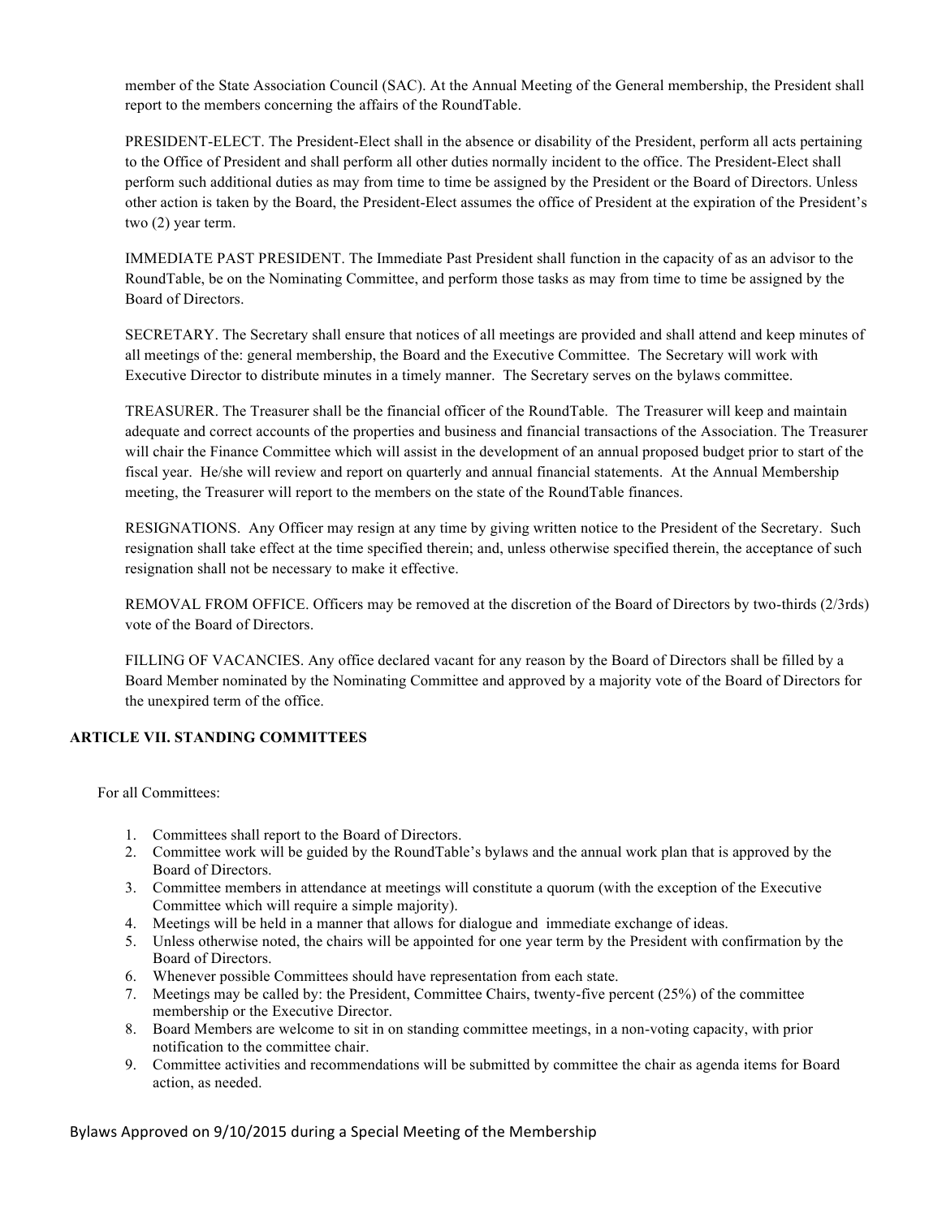member of the State Association Council (SAC). At the Annual Meeting of the General membership, the President shall report to the members concerning the affairs of the RoundTable.

PRESIDENT-ELECT. The President-Elect shall in the absence or disability of the President, perform all acts pertaining to the Office of President and shall perform all other duties normally incident to the office. The President-Elect shall perform such additional duties as may from time to time be assigned by the President or the Board of Directors. Unless other action is taken by the Board, the President-Elect assumes the office of President at the expiration of the President's two (2) year term.

IMMEDIATE PAST PRESIDENT. The Immediate Past President shall function in the capacity of as an advisor to the RoundTable, be on the Nominating Committee, and perform those tasks as may from time to time be assigned by the Board of Directors.

SECRETARY. The Secretary shall ensure that notices of all meetings are provided and shall attend and keep minutes of all meetings of the: general membership, the Board and the Executive Committee. The Secretary will work with Executive Director to distribute minutes in a timely manner. The Secretary serves on the bylaws committee.

TREASURER. The Treasurer shall be the financial officer of the RoundTable. The Treasurer will keep and maintain adequate and correct accounts of the properties and business and financial transactions of the Association. The Treasurer will chair the Finance Committee which will assist in the development of an annual proposed budget prior to start of the fiscal year. He/she will review and report on quarterly and annual financial statements. At the Annual Membership meeting, the Treasurer will report to the members on the state of the RoundTable finances.

RESIGNATIONS. Any Officer may resign at any time by giving written notice to the President of the Secretary. Such resignation shall take effect at the time specified therein; and, unless otherwise specified therein, the acceptance of such resignation shall not be necessary to make it effective.

REMOVAL FROM OFFICE. Officers may be removed at the discretion of the Board of Directors by two-thirds (2/3rds) vote of the Board of Directors.

FILLING OF VACANCIES. Any office declared vacant for any reason by the Board of Directors shall be filled by a Board Member nominated by the Nominating Committee and approved by a majority vote of the Board of Directors for the unexpired term of the office.

## ARTICLE VII. STANDING COMMITTEES

For all Committees:

1. Committees shall report to the Board of Directors.
2. Committee work will be guided by the RoundTable's bylaws and the annual work plan that is approved by the Board of Directors.
3. Committee members in attendance at meetings will constitute a quorum (with the exception of the Executive Committee which will require a simple majority).
4. Meetings will be held in a manner that allows for dialogue and immediate exchange of ideas.
5. Unless otherwise noted, the chairs will be appointed for one year term by the President with confirmation by the Board of Directors.
6. Whenever possible Committees should have representation from each state.
7. Meetings may be called by: the President, Committee Chairs, twenty-five percent (25%) of the committee membership or the Executive Director.
8. Board Members are welcome to sit in on standing committee meetings, in a non-voting capacity, with prior notification to the committee chair.
9. Committee activities and recommendations will be submitted by committee the chair as agenda items for Board action, as needed.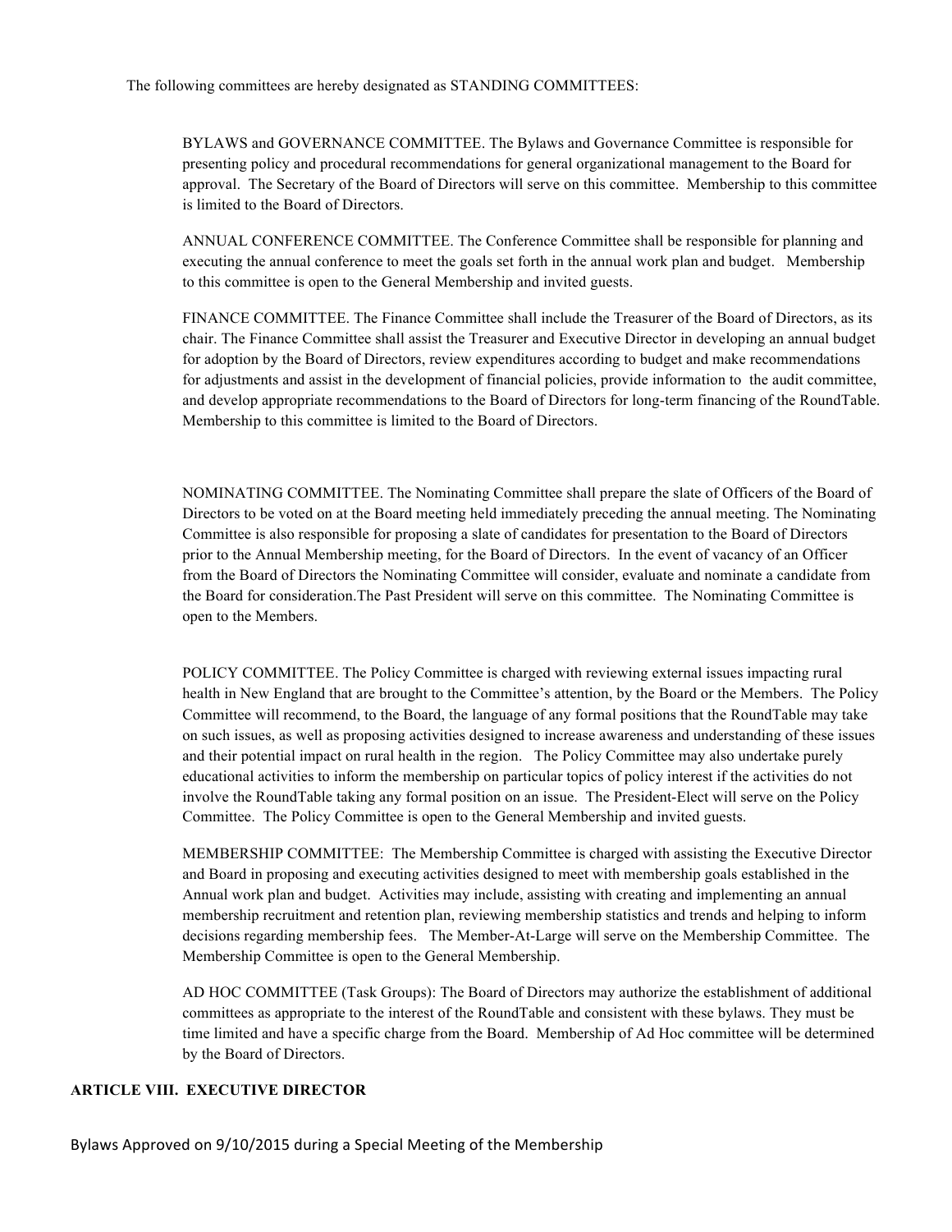The following committees are hereby designated as STANDING COMMITTEES:

BYLAWS and GOVERNANCE COMMITTEE. The Bylaws and Governance Committee is responsible for presenting policy and procedural recommendations for general organizational management to the Board for approval. The Secretary of the Board of Directors will serve on this committee. Membership to this committee is limited to the Board of Directors.

ANNUAL CONFERENCE COMMITTEE. The Conference Committee shall be responsible for planning and executing the annual conference to meet the goals set forth in the annual work plan and budget. Membership to this committee is open to the General Membership and invited guests.

FINANCE COMMITTEE. The Finance Committee shall include the Treasurer of the Board of Directors, as its chair. The Finance Committee shall assist the Treasurer and Executive Director in developing an annual budget for adoption by the Board of Directors, review expenditures according to budget and make recommendations for adjustments and assist in the development of financial policies, provide information to the audit committee, and develop appropriate recommendations to the Board of Directors for long-term financing of the RoundTable. Membership to this committee is limited to the Board of Directors.

NOMINATING COMMITTEE. The Nominating Committee shall prepare the slate of Officers of the Board of Directors to be voted on at the Board meeting held immediately preceding the annual meeting. The Nominating Committee is also responsible for proposing a slate of candidates for presentation to the Board of Directors prior to the Annual Membership meeting, for the Board of Directors. In the event of vacancy of an Officer from the Board of Directors the Nominating Committee will consider, evaluate and nominate a candidate from the Board for consideration.The Past President will serve on this committee. The Nominating Committee is open to the Members.

POLICY COMMITTEE. The Policy Committee is charged with reviewing external issues impacting rural health in New England that are brought to the Committee's attention, by the Board or the Members. The Policy Committee will recommend, to the Board, the language of any formal positions that the RoundTable may take on such issues, as well as proposing activities designed to increase awareness and understanding of these issues and their potential impact on rural health in the region. The Policy Committee may also undertake purely educational activities to inform the membership on particular topics of policy interest if the activities do not involve the RoundTable taking any formal position on an issue. The President-Elect will serve on the Policy Committee. The Policy Committee is open to the General Membership and invited guests.

MEMBERSHIP COMMITTEE: The Membership Committee is charged with assisting the Executive Director and Board in proposing and executing activities designed to meet with membership goals established in the Annual work plan and budget. Activities may include, assisting with creating and implementing an annual membership recruitment and retention plan, reviewing membership statistics and trends and helping to inform decisions regarding membership fees. The Member-At-Large will serve on the Membership Committee. The Membership Committee is open to the General Membership.

AD HOC COMMITTEE (Task Groups): The Board of Directors may authorize the establishment of additional committees as appropriate to the interest of the RoundTable and consistent with these bylaws. They must be time limited and have a specific charge from the Board. Membership of Ad Hoc committee will be determined by the Board of Directors.

## ARTICLE VIII. EXECUTIVE DIRECTOR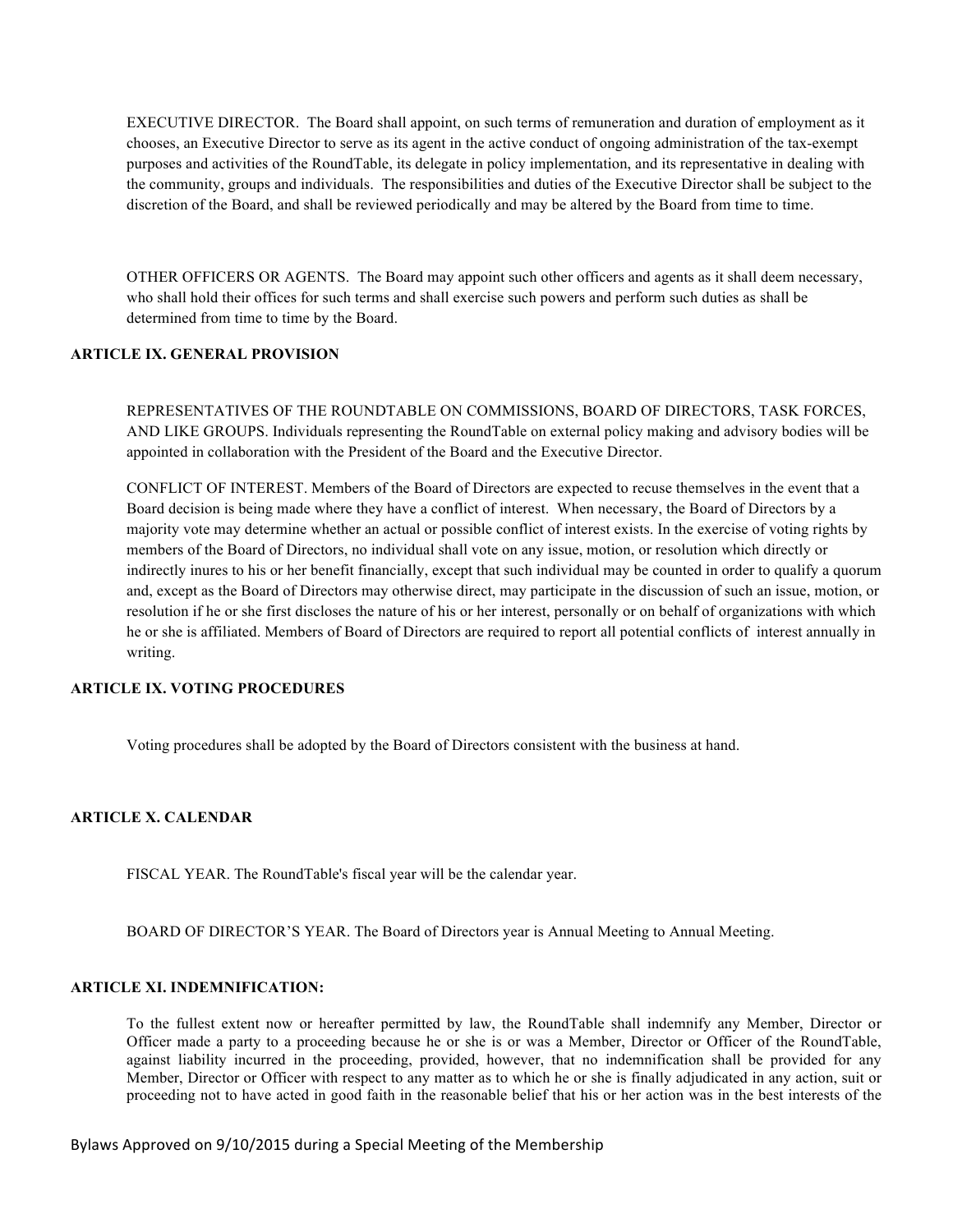EXECUTIVE DIRECTOR. The Board shall appoint, on such terms of remuneration and duration of employment as it chooses, an Executive Director to serve as its agent in the active conduct of ongoing administration of the tax-exempt purposes and activities of the RoundTable, its delegate in policy implementation, and its representative in dealing with the community, groups and individuals. The responsibilities and duties of the Executive Director shall be subject to the discretion of the Board, and shall be reviewed periodically and may be altered by the Board from time to time.

OTHER OFFICERS OR AGENTS. The Board may appoint such other officers and agents as it shall deem necessary, who shall hold their offices for such terms and shall exercise such powers and perform such duties as shall be determined from time to time by the Board.

**ARTICLE IX. GENERAL PROVISION**

REPRESENTATIVES OF THE ROUNDTABLE ON COMMISSIONS, BOARD OF DIRECTORS, TASK FORCES, AND LIKE GROUPS. Individuals representing the RoundTable on external policy making and advisory bodies will be appointed in collaboration with the President of the Board and the Executive Director.

CONFLICT OF INTEREST. Members of the Board of Directors are expected to recuse themselves in the event that a Board decision is being made where they have a conflict of interest. When necessary, the Board of Directors by a majority vote may determine whether an actual or possible conflict of interest exists. In the exercise of voting rights by members of the Board of Directors, no individual shall vote on any issue, motion, or resolution which directly or indirectly inures to his or her benefit financially, except that such individual may be counted in order to qualify a quorum and, except as the Board of Directors may otherwise direct, may participate in the discussion of such an issue, motion, or resolution if he or she first discloses the nature of his or her interest, personally or on behalf of organizations with which he or she is affiliated. Members of Board of Directors are required to report all potential conflicts of interest annually in writing.

**ARTICLE IX. VOTING PROCEDURES**

Voting procedures shall be adopted by the Board of Directors consistent with the business at hand.

**ARTICLE X. CALENDAR**

FISCAL YEAR. The RoundTable's fiscal year will be the calendar year.

BOARD OF DIRECTOR'S YEAR. The Board of Directors year is Annual Meeting to Annual Meeting.

**ARTICLE XI. INDEMNIFICATION:**

To the fullest extent now or hereafter permitted by law, the RoundTable shall indemnify any Member, Director or Officer made a party to a proceeding because he or she is or was a Member, Director or Officer of the RoundTable, against liability incurred in the proceeding, provided, however, that no indemnification shall be provided for any Member, Director or Officer with respect to any matter as to which he or she is finally adjudicated in any action, suit or proceeding not to have acted in good faith in the reasonable belief that his or her action was in the best interests of the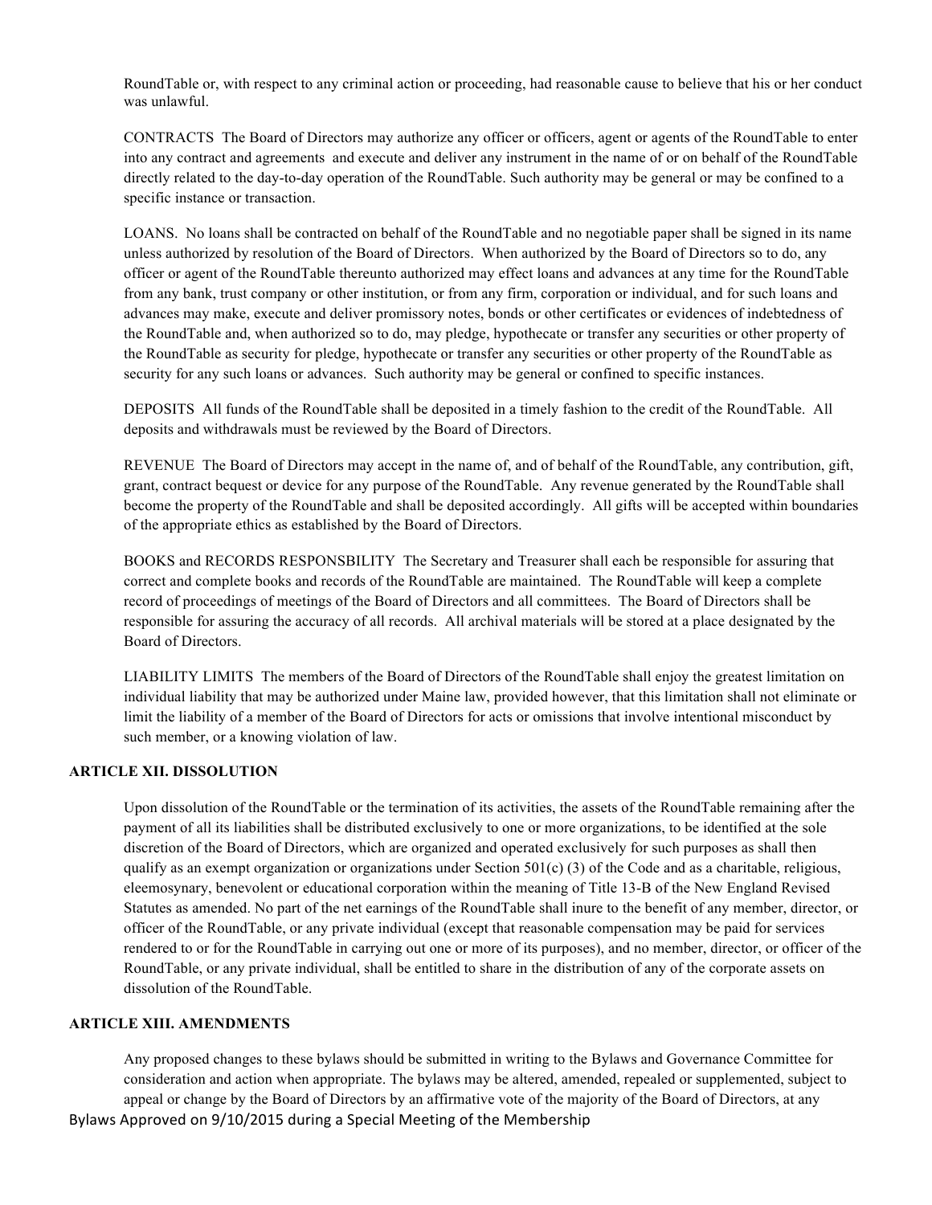RoundTable or, with respect to any criminal action or proceeding, had reasonable cause to believe that his or her conduct was unlawful.

CONTRACTS  The Board of Directors may authorize any officer or officers, agent or agents of the RoundTable to enter into any contract and agreements  and execute and deliver any instrument in the name of or on behalf of the RoundTable directly related to the day-to-day operation of the RoundTable. Such authority may be general or may be confined to a specific instance or transaction.

LOANS.  No loans shall be contracted on behalf of the RoundTable and no negotiable paper shall be signed in its name unless authorized by resolution of the Board of Directors.  When authorized by the Board of Directors so to do, any officer or agent of the RoundTable thereunto authorized may effect loans and advances at any time for the RoundTable from any bank, trust company or other institution, or from any firm, corporation or individual, and for such loans and advances may make, execute and deliver promissory notes, bonds or other certificates or evidences of indebtedness of the RoundTable and, when authorized so to do, may pledge, hypothecate or transfer any securities or other property of the RoundTable as security for pledge, hypothecate or transfer any securities or other property of the RoundTable as security for any such loans or advances.  Such authority may be general or confined to specific instances.

DEPOSITS  All funds of the RoundTable shall be deposited in a timely fashion to the credit of the RoundTable.  All deposits and withdrawals must be reviewed by the Board of Directors.

REVENUE  The Board of Directors may accept in the name of, and of behalf of the RoundTable, any contribution, gift, grant, contract bequest or device for any purpose of the RoundTable.  Any revenue generated by the RoundTable shall become the property of the RoundTable and shall be deposited accordingly.  All gifts will be accepted within boundaries of the appropriate ethics as established by the Board of Directors.

BOOKS and RECORDS RESPONSBILITY  The Secretary and Treasurer shall each be responsible for assuring that correct and complete books and records of the RoundTable are maintained.  The RoundTable will keep a complete record of proceedings of meetings of the Board of Directors and all committees.  The Board of Directors shall be responsible for assuring the accuracy of all records.  All archival materials will be stored at a place designated by the Board of Directors.

LIABILITY LIMITS  The members of the Board of Directors of the RoundTable shall enjoy the greatest limitation on individual liability that may be authorized under Maine law, provided however, that this limitation shall not eliminate or limit the liability of a member of the Board of Directors for acts or omissions that involve intentional misconduct by such member, or a knowing violation of law.

**ARTICLE XII. DISSOLUTION**

Upon dissolution of the RoundTable or the termination of its activities, the assets of the RoundTable remaining after the payment of all its liabilities shall be distributed exclusively to one or more organizations, to be identified at the sole discretion of the Board of Directors, which are organized and operated exclusively for such purposes as shall then qualify as an exempt organization or organizations under Section 501(c) (3) of the Code and as a charitable, religious, eleemosynary, benevolent or educational corporation within the meaning of Title 13-B of the New England Revised Statutes as amended. No part of the net earnings of the RoundTable shall inure to the benefit of any member, director, or officer of the RoundTable, or any private individual (except that reasonable compensation may be paid for services rendered to or for the RoundTable in carrying out one or more of its purposes), and no member, director, or officer of the RoundTable, or any private individual, shall be entitled to share in the distribution of any of the corporate assets on dissolution of the RoundTable.

**ARTICLE XIII. AMENDMENTS**

Any proposed changes to these bylaws should be submitted in writing to the Bylaws and Governance Committee for consideration and action when appropriate. The bylaws may be altered, amended, repealed or supplemented, subject to appeal or change by the Board of Directors by an affirmative vote of the majority of the Board of Directors, at any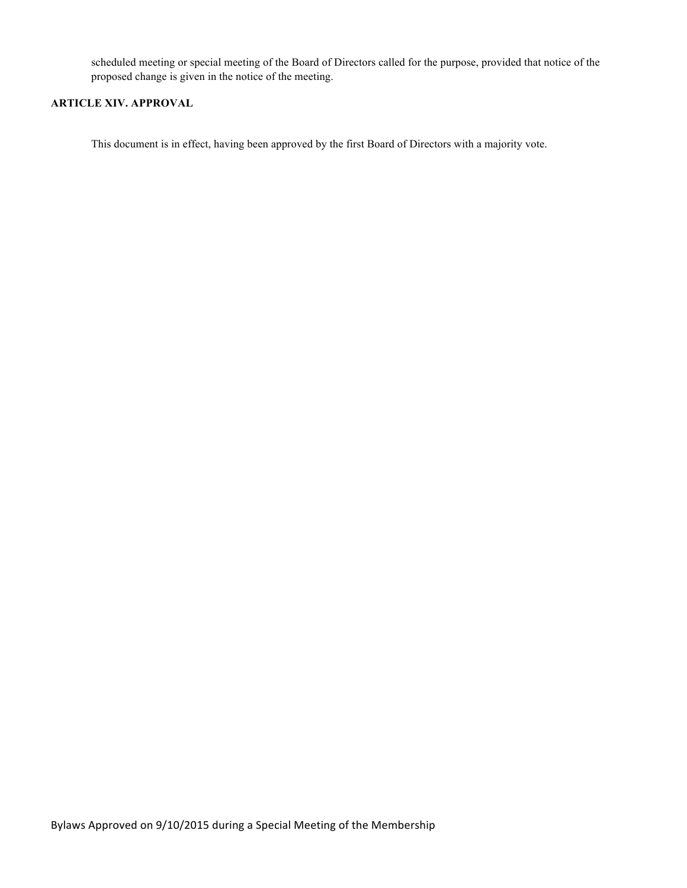scheduled meeting or special meeting of the Board of Directors called for the purpose, provided that notice of the proposed change is given in the notice of the meeting.

**ARTICLE XIV. APPROVAL**

This document is in effect, having been approved by the first Board of Directors with a majority vote.